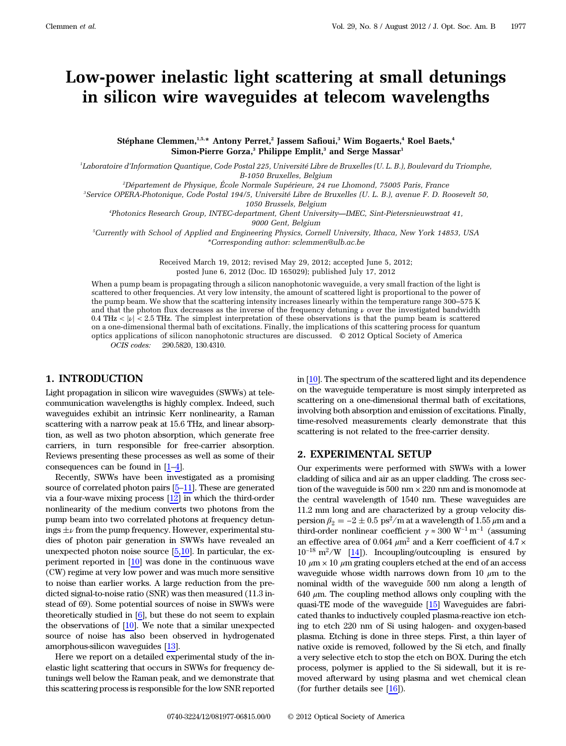# Low-power inelastic light scattering at small detunings in silicon wire waveguides at telecom wavelengths

**Stéphane Clemmen,[1,5,*] Antony Perret,[2] Jassem Safioui,[3] Wim Bogaerts,[4] Roel Baets,[4] Simon-Pierre Gorza,[3] Philippe Emplit,[3] and Serge Massar[1]**

[1]*Laboratoire d'Information Quantique, Code Postal 225, Université Libre de Bruxelles (U. L. B.), Boulevard du Triomphe, B-1050 Bruxelles, Belgium*

[2]*Département de Physique, École Normale Supérieure, 24 rue Lhomond, 75005 Paris, France*

[3]*Service OPERA-Photonique, Code Postal 194/5, Université Libre de Bruxelles (U. L. B.), avenue F. D. Roosevelt 50, 1050 Brussels, Belgium*

[4]*Photonics Research Group, INTEC-department, Ghent University—IMEC, Sint-Pietersnieuwstraat 41, 9000 Gent, Belgium*

[5]*Currently with School of Applied and Engineering Physics, Cornell University, Ithaca, New York 14853, USA*

*\*Corresponding author: sclemmen@ulb.ac.be*

Received March 19, 2012; revised May 29, 2012; accepted June 5, 2012; posted June 6, 2012 (Doc. ID 165029); published July 17, 2012

When a pump beam is propagating through a silicon nanophotonic waveguide, a very small fraction of the light is scattered to other frequencies. At very low intensity, the amount of scattered light is proportional to the power of the pump beam. We show that the scattering intensity increases linearly within the temperature range 300–575 K and that the photon flux decreases as the inverse of the frequency detuning $\nu$ over the investigated bandwidth 0.4 THz $< |\nu| <$ 2.5 THz. The simplest interpretation of these observations is that the pump beam is scattered on a one-dimensional thermal bath of excitations. Finally, the implications of this scattering process for quantum optics applications of silicon nanophotonic structures are discussed. © 2012 Optical Society of America

*OCIS codes:* 290.5820, 130.4310.

## 1. INTRODUCTION

Light propagation in silicon wire waveguides (SWWs) at telecommunication wavelengths is highly complex. Indeed, such waveguides exhibit an intrinsic Kerr nonlinearity, a Raman scattering with a narrow peak at 15.6 THz, and linear absorption, as well as two photon absorption, which generate free carriers, in turn responsible for free-carrier absorption. Reviews presenting these processes as well as some of their consequences can be found in [1–4].

Recently, SWWs have been investigated as a promising source of correlated photon pairs [5–11]. These are generated via a four-wave mixing process [12] in which the third-order nonlinearity of the medium converts two photons from the pump beam into two correlated photons at frequency detunings $\pm\nu$ from the pump frequency. However, experimental studies of photon pair generation in SWWs have revealed an unexpected photon noise source [5,10]. In particular, the experiment reported in [10] was done in the continuous wave (CW) regime at very low power and was much more sensitive to noise than earlier works. A large reduction from the predicted signal-to-noise ratio (SNR) was then measured (11.3 instead of 69). Some potential sources of noise in SWWs were theoretically studied in [6], but these do not seem to explain the observations of [10]. We note that a similar unexpected source of noise has also been observed in hydrogenated amorphous-silicon waveguides [13].

Here we report on a detailed experimental study of the inelastic light scattering that occurs in SWWs for frequency detunings well below the Raman peak, and we demonstrate that this scattering process is responsible for the low SNR reported in [10]. The spectrum of the scattered light and its dependence on the waveguide temperature is most simply interpreted as scattering on a one-dimensional thermal bath of excitations, involving both absorption and emission of excitations. Finally, time-resolved measurements clearly demonstrate that this scattering is not related to the free-carrier density.

## 2. EXPERIMENTAL SETUP

Our experiments were performed with SWWs with a lower cladding of silica and air as an upper cladding. The cross section of the waveguide is 500 nm × 220 nm and is monomode at the central wavelength of 1540 nm. These waveguides are 11.2 mm long and are characterized by a group velocity dispersion $\beta_2 = -2 \pm 0.5$ ps$^2$/m at a wavelength of 1.55 $\mu$m and a third-order nonlinear coefficient $\gamma \approx 300$ W$^{-1}$ m$^{-1}$ (assuming an effective area of 0.064 $\mu$m$^2$ and a Kerr coefficient of $4.7 \times 10^{-18}$ m$^2$/W [14]). Incoupling/outcoupling is ensured by 10 $\mu$m × 10 $\mu$m grating couplers etched at the end of an access waveguide whose width narrows down from 10 $\mu$m to the nominal width of the waveguide 500 nm along a length of 640 $\mu$m. The coupling method allows only coupling with the quasi-TE mode of the waveguide [15] Waveguides are fabricated thanks to inductively coupled plasma-reactive ion etching to etch 220 nm of Si using halogen- and oxygen-based plasma. Etching is done in three steps. First, a thin layer of native oxide is removed, followed by the Si etch, and finally a very selective etch to stop the etch on BOX. During the etch process, polymer is applied to the Si sidewall, but it is removed afterward by using plasma and wet chemical clean (for further details see [16]).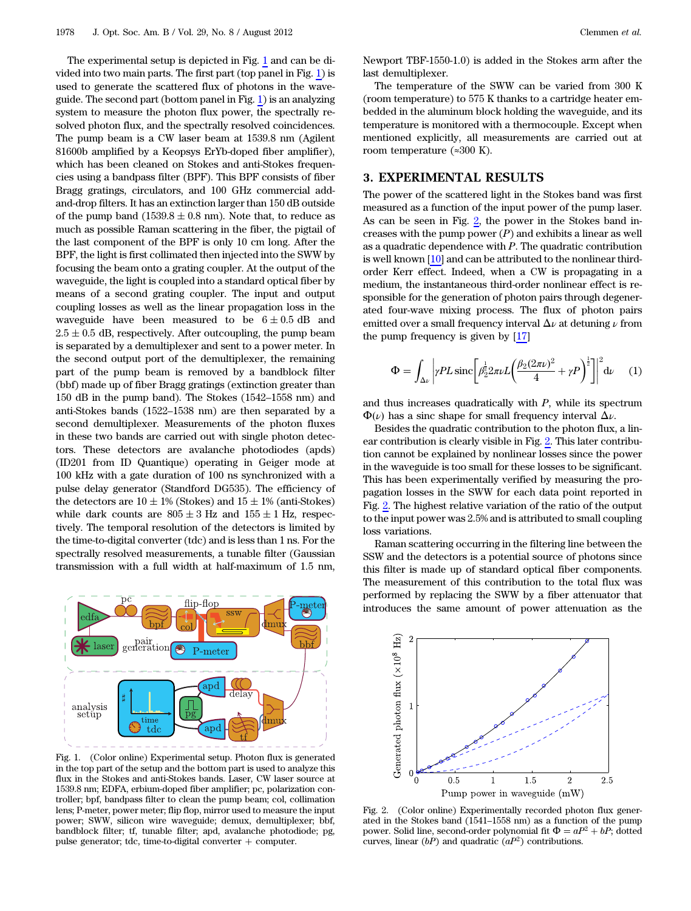The experimental setup is depicted in Fig. 1 and can be divided into two main parts. The first part (top panel in Fig. 1) is used to generate the scattered flux of photons in the waveguide. The second part (bottom panel in Fig. 1) is an analyzing system to measure the photon flux power, the spectrally resolved photon flux, and the spectrally resolved coincidences. The pump beam is a CW laser beam at 1539.8 nm (Agilent 81600b amplified by a Keopsys ErYb-doped fiber amplifier), which has been cleaned on Stokes and anti-Stokes frequencies using a bandpass filter (BPF). This BPF consists of fiber Bragg gratings, circulators, and 100 GHz commercial add-and-drop filters. It has an extinction larger than 150 dB outside of the pump band (1539.8 ± 0.8 nm). Note that, to reduce as much as possible Raman scattering in the fiber, the pigtail of the last component of the BPF is only 10 cm long. After the BPF, the light is first collimated then injected into the SWW by focusing the beam onto a grating coupler. At the output of the waveguide, the light is coupled into a standard optical fiber by means of a second grating coupler. The input and output coupling losses as well as the linear propagation loss in the waveguide have been measured to be $6 \pm 0.5$ dB and $2.5 \pm 0.5$ dB, respectively. After outcoupling, the pump beam is separated by a demultiplexer and sent to a power meter. In the second output port of the demultiplexer, the remaining part of the pump beam is removed by a bandblock filter (bbf) made up of fiber Bragg gratings (extinction greater than 150 dB in the pump band). The Stokes (1542–1558 nm) and anti-Stokes bands (1522–1538 nm) are then separated by a second demultiplexer. Measurements of the photon fluxes in these two bands are carried out with single photon detectors. These detectors are avalanche photodiodes (apds) (ID201 from ID Quantique) operating in Geiger mode at 100 kHz with a gate duration of 100 ns synchronized with a pulse delay generator (Standford DG535). The efficiency of the detectors are $10 \pm 1\%$ (Stokes) and $15 \pm 1\%$ (anti-Stokes) while dark counts are $805 \pm 3$ Hz and $155 \pm 1$ Hz, respectively. The temporal resolution of the detectors is limited by the time-to-digital converter (tdc) and is less than 1 ns. For the spectrally resolved measurements, a tunable filter (Gaussian transmission with a full width at half-maximum of 1.5 nm, Newport TBF-1550-1.0) is added in the Stokes arm after the last demultiplexer.

Fig. 1. (Color online) Experimental setup. Photon flux is generated in the top part of the setup and the bottom part is used to analyze this flux in the Stokes and anti-Stokes bands. Laser, CW laser source at 1539.8 nm; EDFA, erbium-doped fiber amplifier; pc, polarization controller; bpf, bandpass filter to clean the pump beam; col, collimation lens; P-meter, power meter; flip flop, mirror used to measure the input power; SWW, silicon wire waveguide; demux, demultiplexer; bbf, bandblock filter; tf, tunable filter; apd, avalanche photodiode; pg, pulse generator; tdc, time-to-digital converter + computer.

The temperature of the SWW can be varied from 300 K (room temperature) to 575 K thanks to a cartridge heater embedded in the aluminum block holding the waveguide, and its temperature is monitored with a thermocouple. Except when mentioned explicitly, all measurements are carried out at room temperature (≈300 K).

## 3. EXPERIMENTAL RESULTS

The power of the scattered light in the Stokes band was first measured as a function of the input power of the pump laser. As can be seen in Fig. 2, the power in the Stokes band increases with the pump power ($P$) and exhibits a linear as well as a quadratic dependence with $P$. The quadratic contribution is well known [10] and can be attributed to the nonlinear third-order Kerr effect. Indeed, when a CW is propagating in a medium, the instantaneous third-order nonlinear effect is responsible for the generation of photon pairs through degenerated four-wave mixing process. The flux of photon pairs emitted over a small frequency interval $\Delta\nu$ at detuning $\nu$ from the pump frequency is given by [17]

$$\Phi = \int_{\Delta\nu} \left| \gamma PL \,\mathrm{sinc}\left[ \beta_2^{\frac{1}{2}} 2\pi\nu L \left( \frac{\beta_2 (2\pi\nu)^2}{4} + \gamma P \right)^{\frac{1}{2}} \right] \right|^2 \mathrm{d}\nu \qquad (1)$$

and thus increases quadratically with $P$, while its spectrum $\Phi(\nu)$ has a sinc shape for small frequency interval $\Delta\nu$.

Besides the quadratic contribution to the photon flux, a linear contribution is clearly visible in Fig. 2. This later contribution cannot be explained by nonlinear losses since the power in the waveguide is too small for these losses to be significant. This has been experimentally verified by measuring the propagation losses in the SWW for each data point reported in Fig. 2. The highest relative variation of the ratio of the output to the input power was 2.5% and is attributed to small coupling loss variations.

Raman scattering occurring in the filtering line between the SSW and the detectors is a potential source of photons since this filter is made up of standard optical fiber components. The measurement of this contribution to the total flux was performed by replacing the SWW by a fiber attenuator that introduces the same amount of power attenuation as the

Fig. 2. (Color online) Experimentally recorded photon flux generated in the Stokes band (1541–1558 nm) as a function of the pump power. Solid line, second-order polynomial fit $\Phi = aP^2 + bP$; dotted curves, linear ($bP$) and quadratic ($aP^2$) contributions.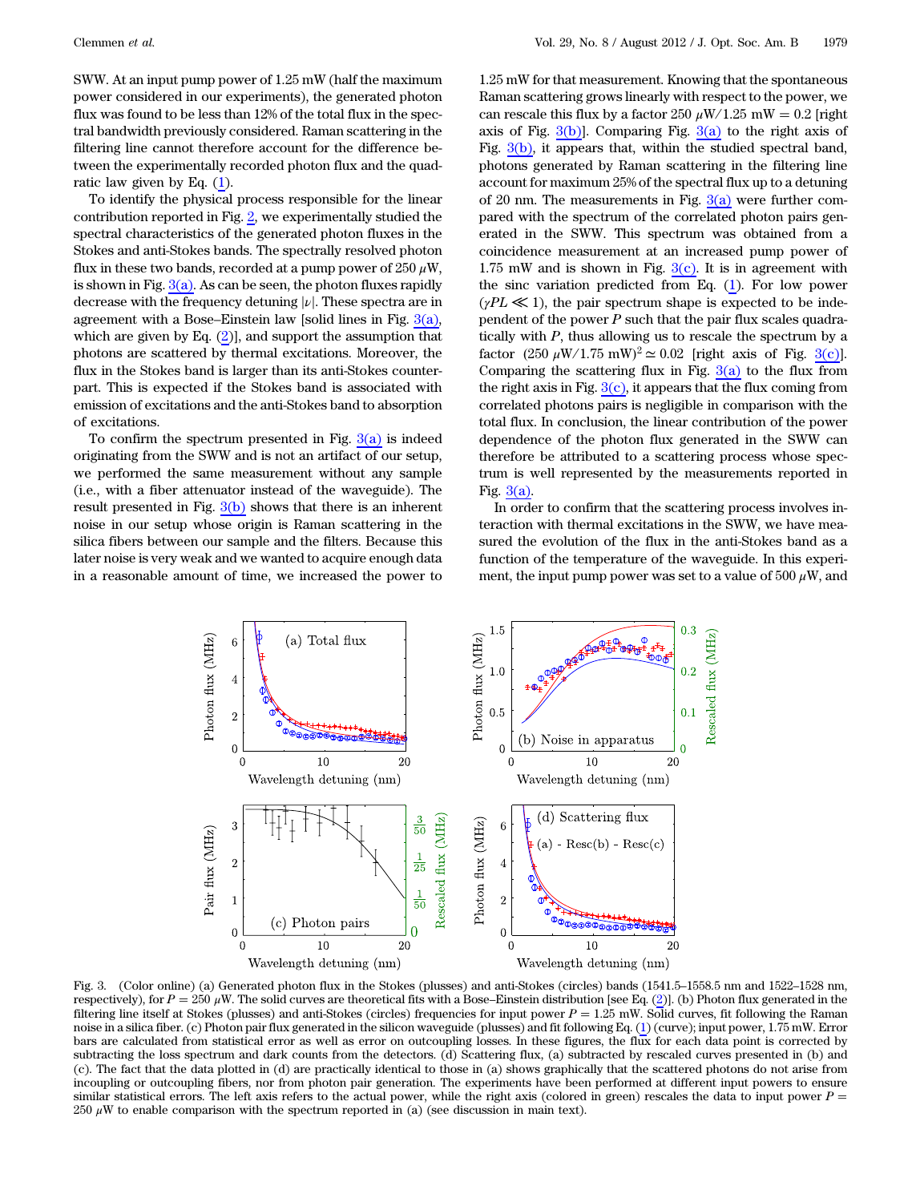SWW. At an input pump power of 1.25 mW (half the maximum power considered in our experiments), the generated photon flux was found to be less than 12% of the total flux in the spectral bandwidth previously considered. Raman scattering in the filtering line cannot therefore account for the difference between the experimentally recorded photon flux and the quadratic law given by Eq. (1).

To identify the physical process responsible for the linear contribution reported in Fig. 2, we experimentally studied the spectral characteristics of the generated photon fluxes in the Stokes and anti-Stokes bands. The spectrally resolved photon flux in these two bands, recorded at a pump power of 250 $\mu$W, is shown in Fig. 3(a). As can be seen, the photon fluxes rapidly decrease with the frequency detuning $|\nu|$. These spectra are in agreement with a Bose–Einstein law [solid lines in Fig. 3(a), which are given by Eq. (2)], and support the assumption that photons are scattered by thermal excitations. Moreover, the flux in the Stokes band is larger than its anti-Stokes counterpart. This is expected if the Stokes band is associated with emission of excitations and the anti-Stokes band to absorption of excitations.

To confirm the spectrum presented in Fig. 3(a) is indeed originating from the SWW and is not an artifact of our setup, we performed the same measurement without any sample (i.e., with a fiber attenuator instead of the waveguide). The result presented in Fig. 3(b) shows that there is an inherent noise in our setup whose origin is Raman scattering in the silica fibers between our sample and the filters. Because this later noise is very weak and we wanted to acquire enough data in a reasonable amount of time, we increased the power to 1.25 mW for that measurement. Knowing that the spontaneous Raman scattering grows linearly with respect to the power, we can rescale this flux by a factor 250 $\mu$W/1.25 mW = 0.2 [right axis of Fig. 3(b)]. Comparing Fig. 3(a) to the right axis of Fig. 3(b), it appears that, within the studied spectral band, photons generated by Raman scattering in the filtering line account for maximum 25% of the spectral flux up to a detuning of 20 nm. The measurements in Fig. 3(a) were further compared with the spectrum of the correlated photon pairs generated in the SWW. This spectrum was obtained from a coincidence measurement at an increased pump power of 1.75 mW and is shown in Fig. 3(c). It is in agreement with the sinc variation predicted from Eq. (1). For low power ($\gamma PL \ll 1$), the pair spectrum shape is expected to be independent of the power $P$ such that the pair flux scales quadratically with $P$, thus allowing us to rescale the spectrum by a factor $(250\ \mu\text{W}/1.75\ \text{mW})^2 \simeq 0.02$ [right axis of Fig. 3(c)]. Comparing the scattering flux in Fig. 3(a) to the flux from the right axis in Fig. 3(c), it appears that the flux coming from correlated photons pairs is negligible in comparison with the total flux. In conclusion, the linear contribution of the power dependence of the photon flux generated in the SWW can therefore be attributed to a scattering process whose spectrum is well represented by the measurements reported in Fig. 3(a).

In order to confirm that the scattering process involves interaction with thermal excitations in the SWW, we have measured the evolution of the flux in the anti-Stokes band as a function of the temperature of the waveguide. In this experiment, the input pump power was set to a value of 500 $\mu$W, and

Fig. 3. (Color online) (a) Generated photon flux in the Stokes (plusses) and anti-Stokes (circles) bands (1541.5–1558.5 nm and 1522–1528 nm, respectively), for $P = 250\ \mu$W. The solid curves are theoretical fits with a Bose–Einstein distribution [see Eq. (2)]. (b) Photon flux generated in the filtering line itself at Stokes (plusses) and anti-Stokes (circles) frequencies for input power $P = 1.25$ mW. Solid curves, fit following the Raman noise in a silica fiber. (c) Photon pair flux generated in the silicon waveguide (plusses) and fit following Eq. (1) (curve); input power, 1.75 mW. Error bars are calculated from statistical error as well as error on outcoupling losses. In these figures, the flux for each data point is corrected by subtracting the loss spectrum and dark counts from the detectors. (d) Scattering flux, (a) subtracted by rescaled curves presented in (b) and (c). The fact that the data plotted in (d) are practically identical to those in (a) shows graphically that the scattered photons do not arise from incoupling or outcoupling fibers, nor from photon pair generation. The experiments have been performed at different input powers to ensure similar statistical errors. The left axis refers to the actual power, while the right axis (colored in green) rescales the data to input power $P = 250\ \mu$W to enable comparison with the spectrum reported in (a) (see discussion in main text).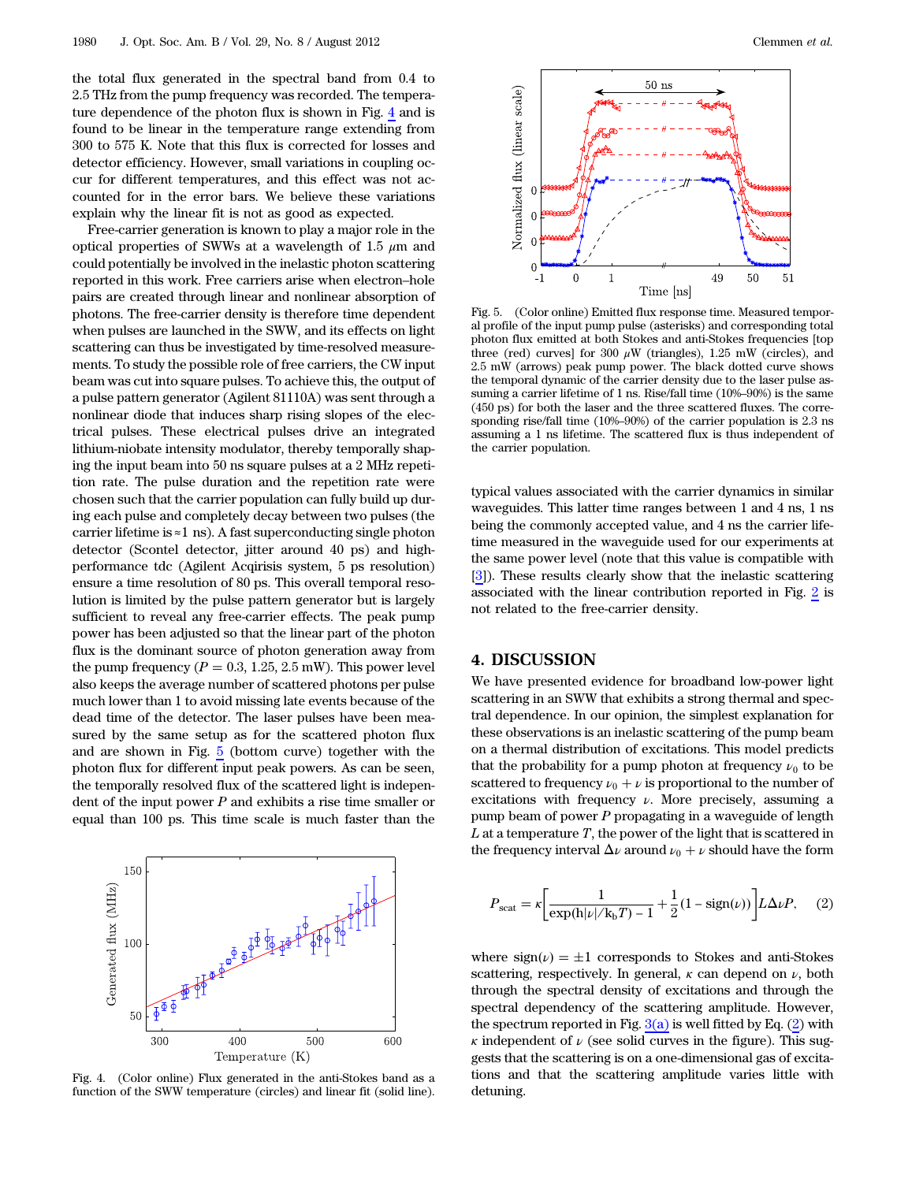the total flux generated in the spectral band from 0.4 to 2.5 THz from the pump frequency was recorded. The temperature dependence of the photon flux is shown in Fig. 4 and is found to be linear in the temperature range extending from 300 to 575 K. Note that this flux is corrected for losses and detector efficiency. However, small variations in coupling occur for different temperatures, and this effect was not accounted for in the error bars. We believe these variations explain why the linear fit is not as good as expected.

Free-carrier generation is known to play a major role in the optical properties of SWWs at a wavelength of 1.5 $\mu$m and could potentially be involved in the inelastic photon scattering reported in this work. Free carriers arise when electron–hole pairs are created through linear and nonlinear absorption of photons. The free-carrier density is therefore time dependent when pulses are launched in the SWW, and its effects on light scattering can thus be investigated by time-resolved measurements. To study the possible role of free carriers, the CW input beam was cut into square pulses. To achieve this, the output of a pulse pattern generator (Agilent 81110A) was sent through a nonlinear diode that induces sharp rising slopes of the electrical pulses. These electrical pulses drive an integrated lithium-niobate intensity modulator, thereby temporally shaping the input beam into 50 ns square pulses at a 2 MHz repetition rate. The pulse duration and the repetition rate were chosen such that the carrier population can fully build up during each pulse and completely decay between two pulses (the carrier lifetime is ≈1 ns). A fast superconducting single photon detector (Scontel detector, jitter around 40 ps) and high-performance tdc (Agilent Acqirisis system, 5 ps resolution) ensure a time resolution of 80 ps. This overall temporal resolution is limited by the pulse pattern generator but is largely sufficient to reveal any free-carrier effects. The peak pump power has been adjusted so that the linear part of the photon flux is the dominant source of photon generation away from the pump frequency ($P = 0.3$, 1.25, 2.5 mW). This power level also keeps the average number of scattered photons per pulse much lower than 1 to avoid missing late events because of the dead time of the detector. The laser pulses have been measured by the same setup as for the scattered photon flux and are shown in Fig. 5 (bottom curve) together with the photon flux for different input peak powers. As can be seen, the temporally resolved flux of the scattered light is independent of the input power $P$ and exhibits a rise time smaller or equal than 100 ps. This time scale is much faster than the typical values associated with the carrier dynamics in similar waveguides. This latter time ranges between 1 and 4 ns, 1 ns being the commonly accepted value, and 4 ns the carrier lifetime measured in the waveguide used for our experiments at the same power level (note that this value is compatible with [3]). These results clearly show that the inelastic scattering associated with the linear contribution reported in Fig. 2 is not related to the free-carrier density.

Fig. 4. (Color online) Flux generated in the anti-Stokes band as a function of the SWW temperature (circles) and linear fit (solid line).

Fig. 5. (Color online) Emitted flux response time. Measured temporal profile of the input pump pulse (asterisks) and corresponding total photon flux emitted at both Stokes and anti-Stokes frequencies [top three (red) curves] for 300 $\mu$W (triangles), 1.25 mW (circles), and 2.5 mW (arrows) peak pump power. The black dotted curve shows the temporal dynamic of the carrier density due to the laser pulse assuming a carrier lifetime of 1 ns. Rise/fall time (10%–90%) is the same (450 ps) for both the laser and the three scattered fluxes. The corresponding rise/fall time (10%–90%) of the carrier population is 2.3 ns assuming a 1 ns lifetime. The scattered flux is thus independent of the carrier population.

## 4. DISCUSSION

We have presented evidence for broadband low-power light scattering in an SWW that exhibits a strong thermal and spectral dependence. In our opinion, the simplest explanation for these observations is an inelastic scattering of the pump beam on a thermal distribution of excitations. This model predicts that the probability for a pump photon at frequency $\nu_0$ to be scattered to frequency $\nu_0 + \nu$ is proportional to the number of excitations with frequency $\nu$. More precisely, assuming a pump beam of power $P$ propagating in a waveguide of length $L$ at a temperature $T$, the power of the light that is scattered in the frequency interval $\Delta\nu$ around $\nu_0 + \nu$ should have the form

$$P_{\mathrm{scat}} = \kappa\left[\frac{1}{\exp(h|\nu|/k_b T) - 1} + \frac{1}{2}(1 - \mathrm{sign}(\nu))\right] L \Delta\nu P, \qquad (2)$$

where $\mathrm{sign}(\nu) = \pm 1$ corresponds to Stokes and anti-Stokes scattering, respectively. In general, $\kappa$ can depend on $\nu$, both through the spectral density of excitations and through the spectral dependency of the scattering amplitude. However, the spectrum reported in Fig. 3(a) is well fitted by Eq. (2) with $\kappa$ independent of $\nu$ (see solid curves in the figure). This suggests that the scattering is on a one-dimensional gas of excitations and that the scattering amplitude varies little with detuning.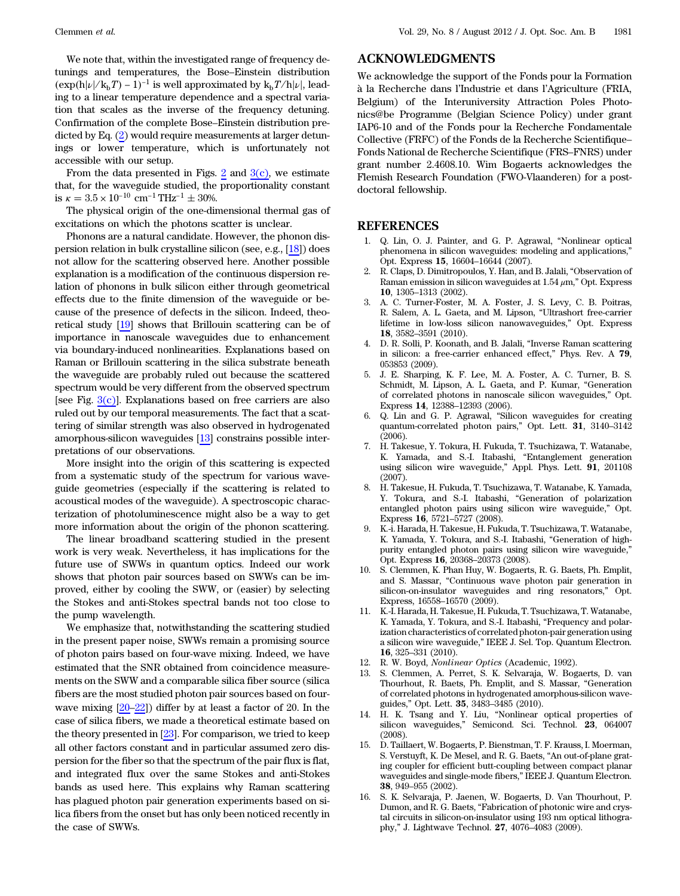We note that, within the investigated range of frequency detunings and temperatures, the Bose–Einstein distribution $(\exp(h|\nu|/k_b T) - 1)^{-1}$ is well approximated by $k_b T/h|\nu|$, leading to a linear temperature dependence and a spectral variation that scales as the inverse of the frequency detuning. Confirmation of the complete Bose–Einstein distribution predicted by Eq. (2) would require measurements at larger detunings or lower temperature, which is unfortunately not accessible with our setup.

From the data presented in Figs. 2 and 3(c), we estimate that, for the waveguide studied, the proportionality constant is $\kappa = 3.5 \times 10^{-10}\ \mathrm{cm}^{-1}\ \mathrm{THz}^{-1} \pm 30\%$.

The physical origin of the one-dimensional thermal gas of excitations on which the photons scatter is unclear.

Phonons are a natural candidate. However, the phonon dispersion relation in bulk crystalline silicon (see, e.g., [18]) does not allow for the scattering observed here. Another possible explanation is a modification of the continuous dispersion relation of phonons in bulk silicon either through geometrical effects due to the finite dimension of the waveguide or because of the presence of defects in the silicon. Indeed, theoretical study [19] shows that Brillouin scattering can be of importance in nanoscale waveguides due to enhancement via boundary-induced nonlinearities. Explanations based on Raman or Brillouin scattering in the silica substrate beneath the waveguide are probably ruled out because the scattered spectrum would be very different from the observed spectrum [see Fig. 3(c)]. Explanations based on free carriers are also ruled out by our temporal measurements. The fact that a scattering of similar strength was also observed in hydrogenated amorphous-silicon waveguides [13] constrains possible interpretations of our observations.

More insight into the origin of this scattering is expected from a systematic study of the spectrum for various waveguide geometries (especially if the scattering is related to acoustical modes of the waveguide). A spectroscopic characterization of photoluminescence might also be a way to get more information about the origin of the phonon scattering.

The linear broadband scattering studied in the present work is very weak. Nevertheless, it has implications for the future use of SWWs in quantum optics. Indeed our work shows that photon pair sources based on SWWs can be improved, either by cooling the SWW, or (easier) by selecting the Stokes and anti-Stokes spectral bands not too close to the pump wavelength.

We emphasize that, notwithstanding the scattering studied in the present paper noise, SWWs remain a promising source of photon pairs based on four-wave mixing. Indeed, we have estimated that the SNR obtained from coincidence measurements on the SWW and a comparable silica fiber source (silica fibers are the most studied photon pair sources based on four-wave mixing [20–22]) differ by at least a factor of 20. In the case of silica fibers, we made a theoretical estimate based on the theory presented in [23]. For comparison, we tried to keep all other factors constant and in particular assumed zero dispersion for the fiber so that the spectrum of the pair flux is flat, and integrated flux over the same Stokes and anti-Stokes bands as used here. This explains why Raman scattering has plagued photon pair generation experiments based on silica fibers from the onset but has only been noticed recently in the case of SWWs.

## ACKNOWLEDGMENTS

We acknowledge the support of the Fonds pour la Formation à la Recherche dans l'Industrie et dans l'Agriculture (FRIA, Belgium) of the Interuniversity Attraction Poles Photonics@be Programme (Belgian Science Policy) under grant IAP6-10 and of the Fonds pour la Recherche Fondamentale Collective (FRFC) of the Fonds de la Recherche Scientifique–Fonds National de Recherche Scientifique (FRS–FNRS) under grant number 2.4608.10. Wim Bogaerts acknowledges the Flemish Research Foundation (FWO-Vlaanderen) for a postdoctoral fellowship.

## REFERENCES

1. Q. Lin, O. J. Painter, and G. P. Agrawal, "Nonlinear optical phenomena in silicon waveguides: modeling and applications," Opt. Express **15**, 16604–16644 (2007).
2. R. Claps, D. Dimitropoulos, Y. Han, and B. Jalali, "Observation of Raman emission in silicon waveguides at 1.54 $\mu$m," Opt. Express **10**, 1305–1313 (2002).
3. A. C. Turner-Foster, M. A. Foster, J. S. Levy, C. B. Poitras, R. Salem, A. L. Gaeta, and M. Lipson, "Ultrashort free-carrier lifetime in low-loss silicon nanowaveguides," Opt. Express **18**, 3582–3591 (2010).
4. D. R. Solli, P. Koonath, and B. Jalali, "Inverse Raman scattering in silicon: a free-carrier enhanced effect," Phys. Rev. A **79**, 053853 (2009).
5. J. E. Sharping, K. F. Lee, M. A. Foster, A. C. Turner, B. S. Schmidt, M. Lipson, A. L. Gaeta, and P. Kumar, "Generation of correlated photons in nanoscale silicon waveguides," Opt. Express **14**, 12388–12393 (2006).
6. Q. Lin and G. P. Agrawal, "Silicon waveguides for creating quantum-correlated photon pairs," Opt. Lett. **31**, 3140–3142 (2006).
7. H. Takesue, Y. Tokura, H. Fukuda, T. Tsuchizawa, T. Watanabe, K. Yamada, and S.-I. Itabashi, "Entanglement generation using silicon wire waveguide," Appl. Phys. Lett. **91**, 201108 (2007).
8. H. Takesue, H. Fukuda, T. Tsuchizawa, T. Watanabe, K. Yamada, Y. Tokura, and S.-I. Itabashi, "Generation of polarization entangled photon pairs using silicon wire waveguide," Opt. Express **16**, 5721–5727 (2008).
9. K.-i. Harada, H. Takesue, H. Fukuda, T. Tsuchizawa, T. Watanabe, K. Yamada, Y. Tokura, and S.-I. Itabashi, "Generation of high-purity entangled photon pairs using silicon wire waveguide," Opt. Express **16**, 20368–20373 (2008).
10. S. Clemmen, K. Phan Huy, W. Bogaerts, R. G. Baets, Ph. Emplit, and S. Massar, "Continuous wave photon pair generation in silicon-on-insulator waveguides and ring resonators," Opt. Express, 16558–16570 (2009).
11. K.-I. Harada, H. Takesue, H. Fukuda, T. Tsuchizawa, T. Watanabe, K. Yamada, Y. Tokura, and S.-I. Itabashi, "Frequency and polarization characteristics of correlated photon-pair generation using a silicon wire waveguide," IEEE J. Sel. Top. Quantum Electron. **16**, 325–331 (2010).
12. R. W. Boyd, *Nonlinear Optics* (Academic, 1992).
13. S. Clemmen, A. Perret, S. K. Selvaraja, W. Bogaerts, D. van Thourhout, R. Baets, Ph. Emplit, and S. Massar, "Generation of correlated photons in hydrogenated amorphous-silicon waveguides," Opt. Lett. **35**, 3483–3485 (2010).
14. H. K. Tsang and Y. Liu, "Nonlinear optical properties of silicon waveguides," Semicond. Sci. Technol. **23**, 064007 (2008).
15. D. Taillaert, W. Bogaerts, P. Bienstman, T. F. Krauss, I. Moerman, S. Verstuyft, K. De Mesel, and R. G. Baets, "An out-of-plane grating coupler for efficient butt-coupling between compact planar waveguides and single-mode fibers," IEEE J. Quantum Electron. **38**, 949–955 (2002).
16. S. K. Selvaraja, P. Jaenen, W. Bogaerts, D. Van Thourhout, P. Dumon, and R. G. Baets, "Fabrication of photonic wire and crystal circuits in silicon-on-insulator using 193 nm optical lithography," J. Lightwave Technol. **27**, 4076–4083 (2009).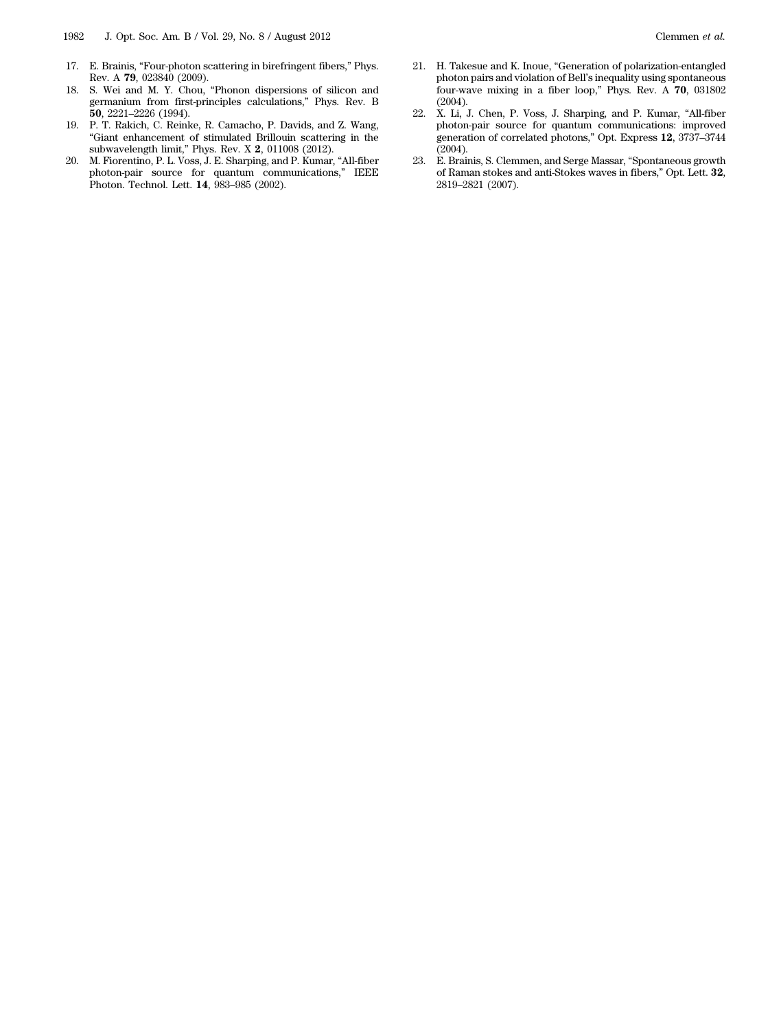17. E. Brainis, "Four-photon scattering in birefringent fibers," Phys. Rev. A **79**, 023840 (2009).
18. S. Wei and M. Y. Chou, "Phonon dispersions of silicon and germanium from first-principles calculations," Phys. Rev. B **50**, 2221–2226 (1994).
19. P. T. Rakich, C. Reinke, R. Camacho, P. Davids, and Z. Wang, "Giant enhancement of stimulated Brillouin scattering in the subwavelength limit," Phys. Rev. X **2**, 011008 (2012).
20. M. Fiorentino, P. L. Voss, J. E. Sharping, and P. Kumar, "All-fiber photon-pair source for quantum communications," IEEE Photon. Technol. Lett. **14**, 983–985 (2002).
21. H. Takesue and K. Inoue, "Generation of polarization-entangled photon pairs and violation of Bell's inequality using spontaneous four-wave mixing in a fiber loop," Phys. Rev. A **70**, 031802 (2004).
22. X. Li, J. Chen, P. Voss, J. Sharping, and P. Kumar, "All-fiber photon-pair source for quantum communications: improved generation of correlated photons," Opt. Express **12**, 3737–3744 (2004).
23. E. Brainis, S. Clemmen, and Serge Massar, "Spontaneous growth of Raman stokes and anti-Stokes waves in fibers," Opt. Lett. **32**, 2819–2821 (2007).